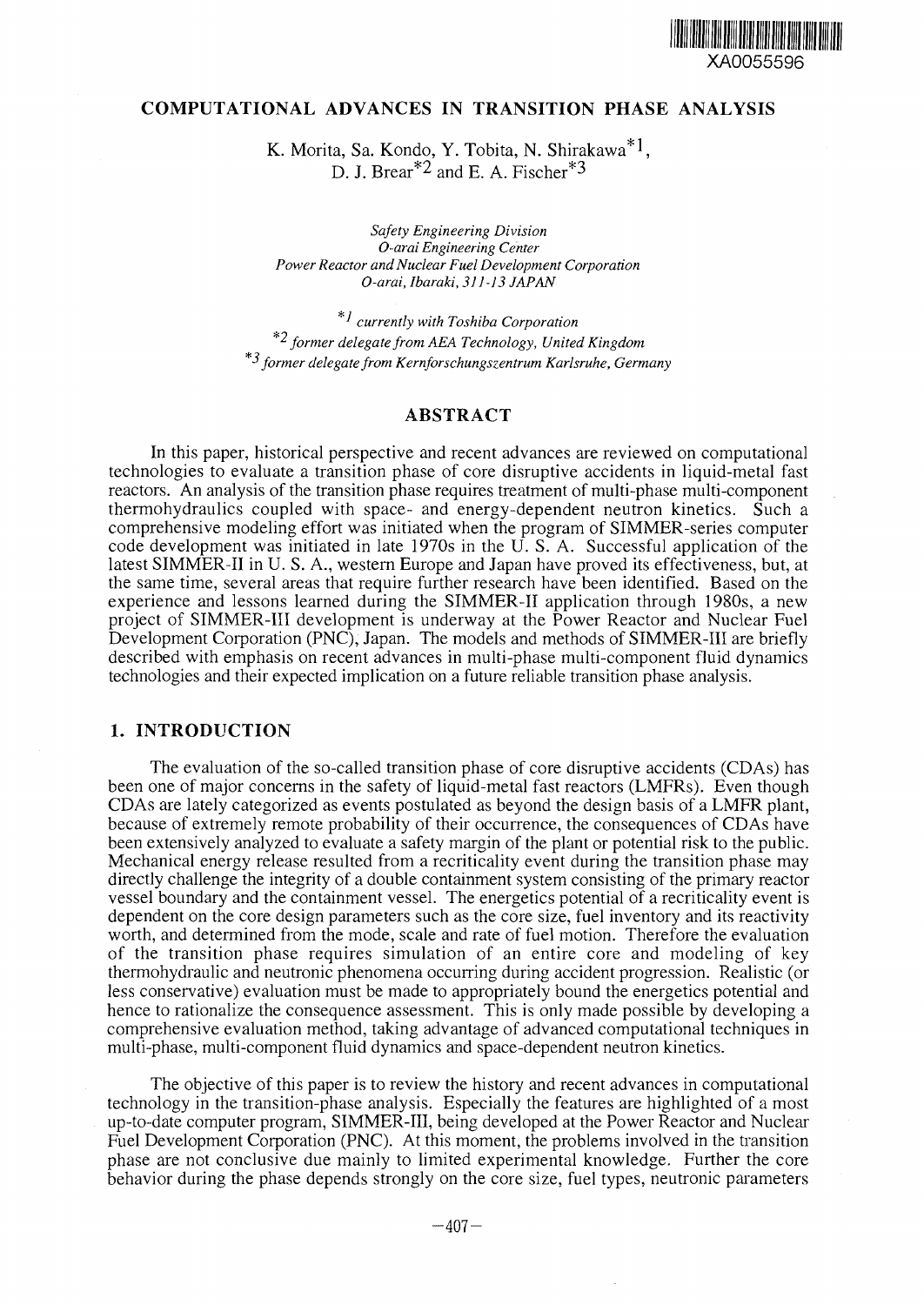XA0055596

# COMPUTATIONAL ADVANCES IN TRANSITION PHASE ANALYSIS

K. Morita, Sa. Kondo, Y. Tobita, N. Shirakawa[*1],
D. J. Brear[*2] and E. A. Fischer[*3]

*Safety Engineering Division*
*O-arai Engineering Center*
*Power Reactor and Nuclear Fuel Development Corporation*
*O-arai, Ibaraki, 311-13 JAPAN*

[*1] *currently with Toshiba Corporation*
[*2] *former delegate from AEA Technology, United Kingdom*
[*3] *former delegate from Kernforschungszentrum Karlsruhe, Germany*

## ABSTRACT

In this paper, historical perspective and recent advances are reviewed on computational technologies to evaluate a transition phase of core disruptive accidents in liquid-metal fast reactors. An analysis of the transition phase requires treatment of multi-phase multi-component thermohydraulics coupled with space- and energy-dependent neutron kinetics. Such a comprehensive modeling effort was initiated when the program of SIMMER-series computer code development was initiated in late 1970s in the U. S. A. Successful application of the latest SIMMER-II in U. S. A., western Europe and Japan have proved its effectiveness, but, at the same time, several areas that require further research have been identified. Based on the experience and lessons learned during the SIMMER-II application through 1980s, a new project of SIMMER-III development is underway at the Power Reactor and Nuclear Fuel Development Corporation (PNC), Japan. The models and methods of SIMMER-III are briefly described with emphasis on recent advances in multi-phase multi-component fluid dynamics technologies and their expected implication on a future reliable transition phase analysis.

## 1. INTRODUCTION

The evaluation of the so-called transition phase of core disruptive accidents (CDAs) has been one of major concerns in the safety of liquid-metal fast reactors (LMFRs). Even though CDAs are lately categorized as events postulated as beyond the design basis of a LMFR plant, because of extremely remote probability of their occurrence, the consequences of CDAs have been extensively analyzed to evaluate a safety margin of the plant or potential risk to the public. Mechanical energy release resulted from a recriticality event during the transition phase may directly challenge the integrity of a double containment system consisting of the primary reactor vessel boundary and the containment vessel. The energetics potential of a recriticality event is dependent on the core design parameters such as the core size, fuel inventory and its reactivity worth, and determined from the mode, scale and rate of fuel motion. Therefore the evaluation of the transition phase requires simulation of an entire core and modeling of key thermohydraulic and neutronic phenomena occurring during accident progression. Realistic (or less conservative) evaluation must be made to appropriately bound the energetics potential and hence to rationalize the consequence assessment. This is only made possible by developing a comprehensive evaluation method, taking advantage of advanced computational techniques in multi-phase, multi-component fluid dynamics and space-dependent neutron kinetics.

The objective of this paper is to review the history and recent advances in computational technology in the transition-phase analysis. Especially the features are highlighted of a most up-to-date computer program, SIMMER-III, being developed at the Power Reactor and Nuclear Fuel Development Corporation (PNC). At this moment, the problems involved in the transition phase are not conclusive due mainly to limited experimental knowledge. Further the core behavior during the phase depends strongly on the core size, fuel types, neutronic parameters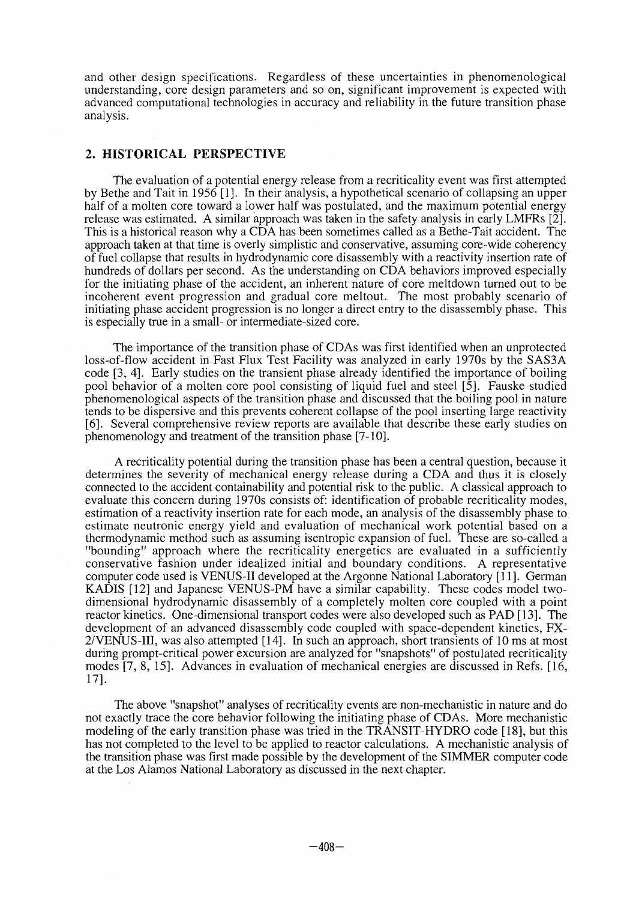and other design specifications. Regardless of these uncertainties in phenomenological understanding, core design parameters and so on, significant improvement is expected with advanced computational technologies in accuracy and reliability in the future transition phase analysis.

## 2. HISTORICAL PERSPECTIVE

The evaluation of a potential energy release from a recriticality event was first attempted by Bethe and Tait in 1956 [1]. In their analysis, a hypothetical scenario of collapsing an upper half of a molten core toward a lower half was postulated, and the maximum potential energy release was estimated. A similar approach was taken in the safety analysis in early LMFRs [2]. This is a historical reason why a CDA has been sometimes called as a Bethe-Tait accident. The approach taken at that time is overly simplistic and conservative, assuming core-wide coherency of fuel collapse that results in hydrodynamic core disassembly with a reactivity insertion rate of hundreds of dollars per second. As the understanding on CDA behaviors improved especially for the initiating phase of the accident, an inherent nature of core meltdown turned out to be incoherent event progression and gradual core meltout. The most probably scenario of initiating phase accident progression is no longer a direct entry to the disassembly phase. This is especially true in a small- or intermediate-sized core.

The importance of the transition phase of CDAs was first identified when an unprotected loss-of-flow accident in Fast Flux Test Facility was analyzed in early 1970s by the SAS3A code [3, 4]. Early studies on the transient phase already identified the importance of boiling pool behavior of a molten core pool consisting of liquid fuel and steel [5]. Fauske studied phenomenological aspects of the transition phase and discussed that the boiling pool in nature tends to be dispersive and this prevents coherent collapse of the pool inserting large reactivity [6]. Several comprehensive review reports are available that describe these early studies on phenomenology and treatment of the transition phase [7-10].

A recriticality potential during the transition phase has been a central question, because it determines the severity of mechanical energy release during a CDA and thus it is closely connected to the accident containability and potential risk to the public. A classical approach to evaluate this concern during 1970s consists of: identification of probable recriticality modes, estimation of a reactivity insertion rate for each mode, an analysis of the disassembly phase to estimate neutronic energy yield and evaluation of mechanical work potential based on a thermodynamic method such as assuming isentropic expansion of fuel. These are so-called a "bounding" approach where the recriticality energetics are evaluated in a sufficiently conservative fashion under idealized initial and boundary conditions. A representative computer code used is VENUS-II developed at the Argonne National Laboratory [11]. German KADIS [12] and Japanese VENUS-PM have a similar capability. These codes model two-dimensional hydrodynamic disassembly of a completely molten core coupled with a point reactor kinetics. One-dimensional transport codes were also developed such as PAD [13]. The development of an advanced disassembly code coupled with space-dependent kinetics, FX-2/VENUS-III, was also attempted [14]. In such an approach, short transients of 10 ms at most during prompt-critical power excursion are analyzed for "snapshots" of postulated recriticality modes [7, 8, 15]. Advances in evaluation of mechanical energies are discussed in Refs. [16, 17].

The above "snapshot" analyses of recriticality events are non-mechanistic in nature and do not exactly trace the core behavior following the initiating phase of CDAs. More mechanistic modeling of the early transition phase was tried in the TRANSIT-HYDRO code [18], but this has not completed to the level to be applied to reactor calculations. A mechanistic analysis of the transition phase was first made possible by the development of the SIMMER computer code at the Los Alamos National Laboratory as discussed in the next chapter.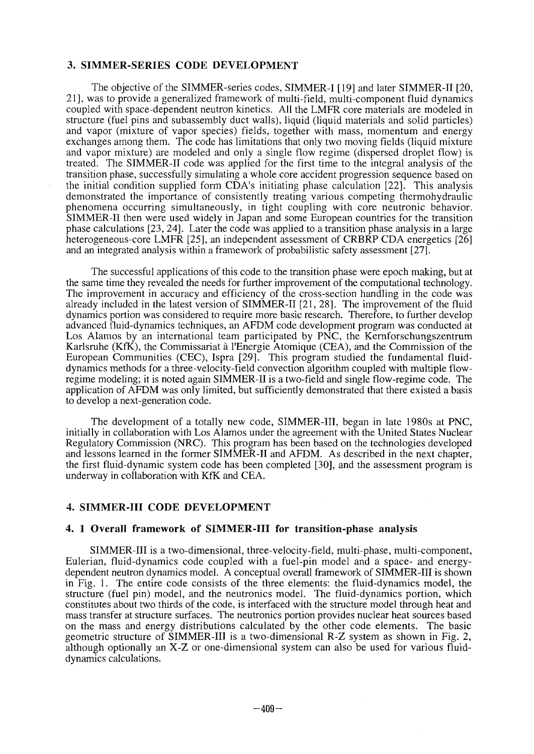## 3. SIMMER-SERIES CODE DEVELOPMENT

The objective of the SIMMER-series codes, SIMMER-I [19] and later SIMMER-II [20, 21], was to provide a generalized framework of multi-field, multi-component fluid dynamics coupled with space-dependent neutron kinetics. All the LMFR core materials are modeled in structure (fuel pins and subassembly duct walls), liquid (liquid materials and solid particles) and vapor (mixture of vapor species) fields, together with mass, momentum and energy exchanges among them. The code has limitations that only two moving fields (liquid mixture and vapor mixture) are modeled and only a single flow regime (dispersed droplet flow) is treated. The SIMMER-II code was applied for the first time to the integral analysis of the transition phase, successfully simulating a whole core accident progression sequence based on the initial condition supplied form CDA's initiating phase calculation [22]. This analysis demonstrated the importance of consistently treating various competing thermohydraulic phenomena occurring simultaneously, in tight coupling with core neutronic behavior. SIMMER-II then were used widely in Japan and some European countries for the transition phase calculations [23, 24]. Later the code was applied to a transition phase analysis in a large heterogeneous-core LMFR [25], an independent assessment of CRBRP CDA energetics [26] and an integrated analysis within a framework of probabilistic safety assessment [27].

The successful applications of this code to the transition phase were epoch making, but at the same time they revealed the needs for further improvement of the computational technology. The improvement in accuracy and efficiency of the cross-section handling in the code was already included in the latest version of SIMMER-II [21, 28]. The improvement of the fluid dynamics portion was considered to require more basic research. Therefore, to further develop advanced fluid-dynamics techniques, an AFDM code development program was conducted at Los Alamos by an international team participated by PNC, the Kernforschungszentrum Karlsruhe (KfK), the Commissariat à l'Energie Atomique (CEA), and the Commission of the European Communities (CEC), Ispra [29]. This program studied the fundamental fluid-dynamics methods for a three-velocity-field convection algorithm coupled with multiple flow-regime modeling; it is noted again SIMMER-II is a two-field and single flow-regime code. The application of AFDM was only limited, but sufficiently demonstrated that there existed a basis to develop a next-generation code.

The development of a totally new code, SIMMER-III, began in late 1980s at PNC, initially in collaboration with Los Alamos under the agreement with the United States Nuclear Regulatory Commission (NRC). This program has been based on the technologies developed and lessons learned in the former SIMMER-II and AFDM. As described in the next chapter, the first fluid-dynamic system code has been completed [30], and the assessment program is underway in collaboration with KfK and CEA.

## 4. SIMMER-III CODE DEVELOPMENT

### 4. 1 Overall framework of SIMMER-III for transition-phase analysis

SIMMER-III is a two-dimensional, three-velocity-field, multi-phase, multi-component, Eulerian, fluid-dynamics code coupled with a fuel-pin model and a space- and energy-dependent neutron dynamics model. A conceptual overall framework of SIMMER-III is shown in Fig. 1. The entire code consists of the three elements: the fluid-dynamics model, the structure (fuel pin) model, and the neutronics model. The fluid-dynamics portion, which constitutes about two thirds of the code, is interfaced with the structure model through heat and mass transfer at structure surfaces. The neutronics portion provides nuclear heat sources based on the mass and energy distributions calculated by the other code elements. The basic geometric structure of SIMMER-III is a two-dimensional R-Z system as shown in Fig. 2, although optionally an X-Z or one-dimensional system can also be used for various fluid-dynamics calculations.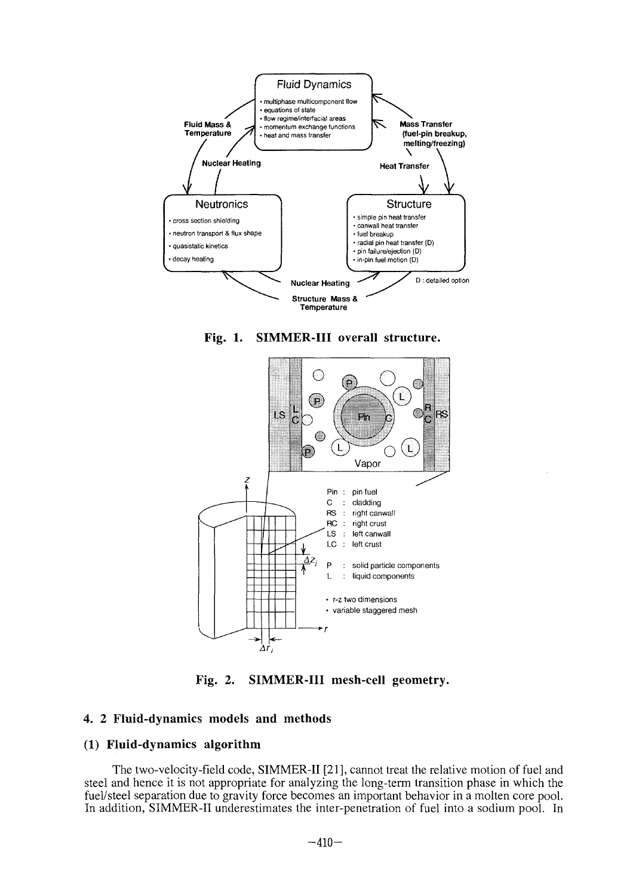Fig. 1. SIMMER-III overall structure.

Fig. 2. SIMMER-III mesh-cell geometry.

### 4. 2 Fluid-dynamics models and methods

#### (1) Fluid-dynamics algorithm

The two-velocity-field code, SIMMER-II [21], cannot treat the relative motion of fuel and steel and hence it is not appropriate for analyzing the long-term transition phase in which the fuel/steel separation due to gravity force becomes an important behavior in a molten core pool. In addition, SIMMER-II underestimates the inter-penetration of fuel into a sodium pool. In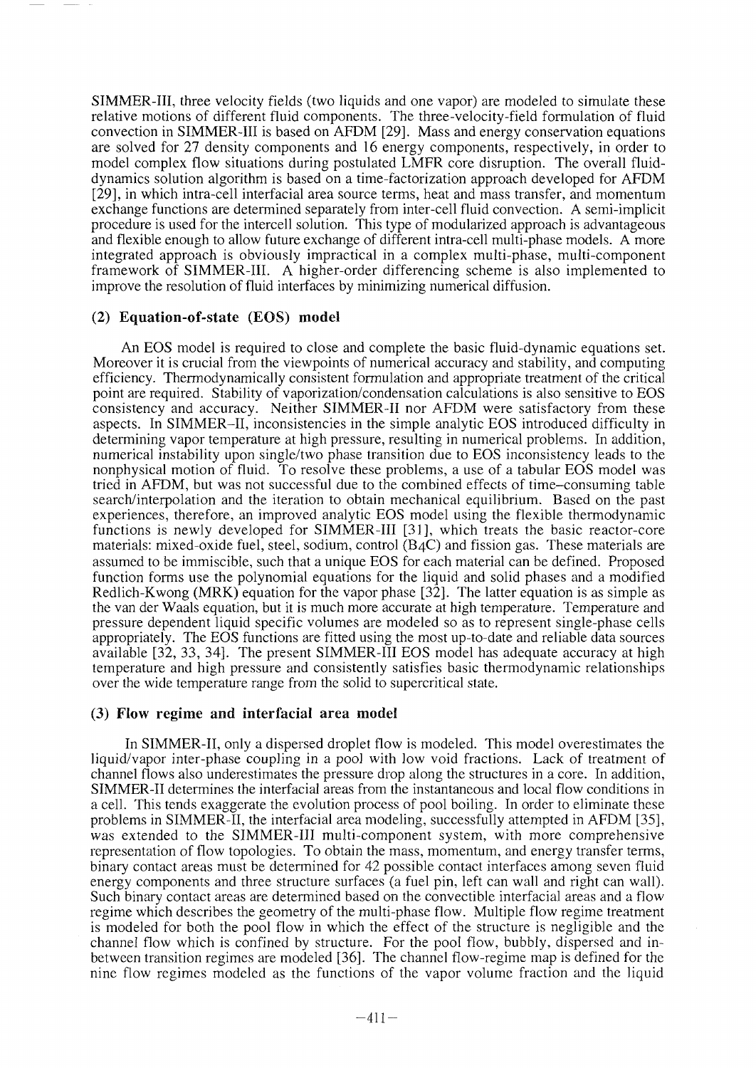SIMMER-III, three velocity fields (two liquids and one vapor) are modeled to simulate these relative motions of different fluid components. The three-velocity-field formulation of fluid convection in SIMMER-III is based on AFDM [29]. Mass and energy conservation equations are solved for 27 density components and 16 energy components, respectively, in order to model complex flow situations during postulated LMFR core disruption. The overall fluid-dynamics solution algorithm is based on a time-factorization approach developed for AFDM [29], in which intra-cell interfacial area source terms, heat and mass transfer, and momentum exchange functions are determined separately from inter-cell fluid convection. A semi-implicit procedure is used for the intercell solution. This type of modularized approach is advantageous and flexible enough to allow future exchange of different intra-cell multi-phase models. A more integrated approach is obviously impractical in a complex multi-phase, multi-component framework of SIMMER-III. A higher-order differencing scheme is also implemented to improve the resolution of fluid interfaces by minimizing numerical diffusion.

### (2) Equation-of-state (EOS) model

An EOS model is required to close and complete the basic fluid-dynamic equations set. Moreover it is crucial from the viewpoints of numerical accuracy and stability, and computing efficiency. Thermodynamically consistent formulation and appropriate treatment of the critical point are required. Stability of vaporization/condensation calculations is also sensitive to EOS consistency and accuracy. Neither SIMMER-II nor AFDM were satisfactory from these aspects. In SIMMER–II, inconsistencies in the simple analytic EOS introduced difficulty in determining vapor temperature at high pressure, resulting in numerical problems. In addition, numerical instability upon single/two phase transition due to EOS inconsistency leads to the nonphysical motion of fluid. To resolve these problems, a use of a tabular EOS model was tried in AFDM, but was not successful due to the combined effects of time–consuming table search/interpolation and the iteration to obtain mechanical equilibrium. Based on the past experiences, therefore, an improved analytic EOS model using the flexible thermodynamic functions is newly developed for SIMMER-III [31], which treats the basic reactor-core materials: mixed-oxide fuel, steel, sodium, control ($B_4C$) and fission gas. These materials are assumed to be immiscible, such that a unique EOS for each material can be defined. Proposed function forms use the polynomial equations for the liquid and solid phases and a modified Redlich-Kwong (MRK) equation for the vapor phase [32]. The latter equation is as simple as the van der Waals equation, but it is much more accurate at high temperature. Temperature and pressure dependent liquid specific volumes are modeled so as to represent single-phase cells appropriately. The EOS functions are fitted using the most up-to-date and reliable data sources available [32, 33, 34]. The present SIMMER-III EOS model has adequate accuracy at high temperature and high pressure and consistently satisfies basic thermodynamic relationships over the wide temperature range from the solid to supercritical state.

### (3) Flow regime and interfacial area model

In SIMMER-II, only a dispersed droplet flow is modeled. This model overestimates the liquid/vapor inter-phase coupling in a pool with low void fractions. Lack of treatment of channel flows also underestimates the pressure drop along the structures in a core. In addition, SIMMER-II determines the interfacial areas from the instantaneous and local flow conditions in a cell. This tends exaggerate the evolution process of pool boiling. In order to eliminate these problems in SIMMER-II, the interfacial area modeling, successfully attempted in AFDM [35], was extended to the SIMMER-III multi-component system, with more comprehensive representation of flow topologies. To obtain the mass, momentum, and energy transfer terms, binary contact areas must be determined for 42 possible contact interfaces among seven fluid energy components and three structure surfaces (a fuel pin, left can wall and right can wall). Such binary contact areas are determined based on the convectible interfacial areas and a flow regime which describes the geometry of the multi-phase flow. Multiple flow regime treatment is modeled for both the pool flow in which the effect of the structure is negligible and the channel flow which is confined by structure. For the pool flow, bubbly, dispersed and in-between transition regimes are modeled [36]. The channel flow-regime map is defined for the nine flow regimes modeled as the functions of the vapor volume fraction and the liquid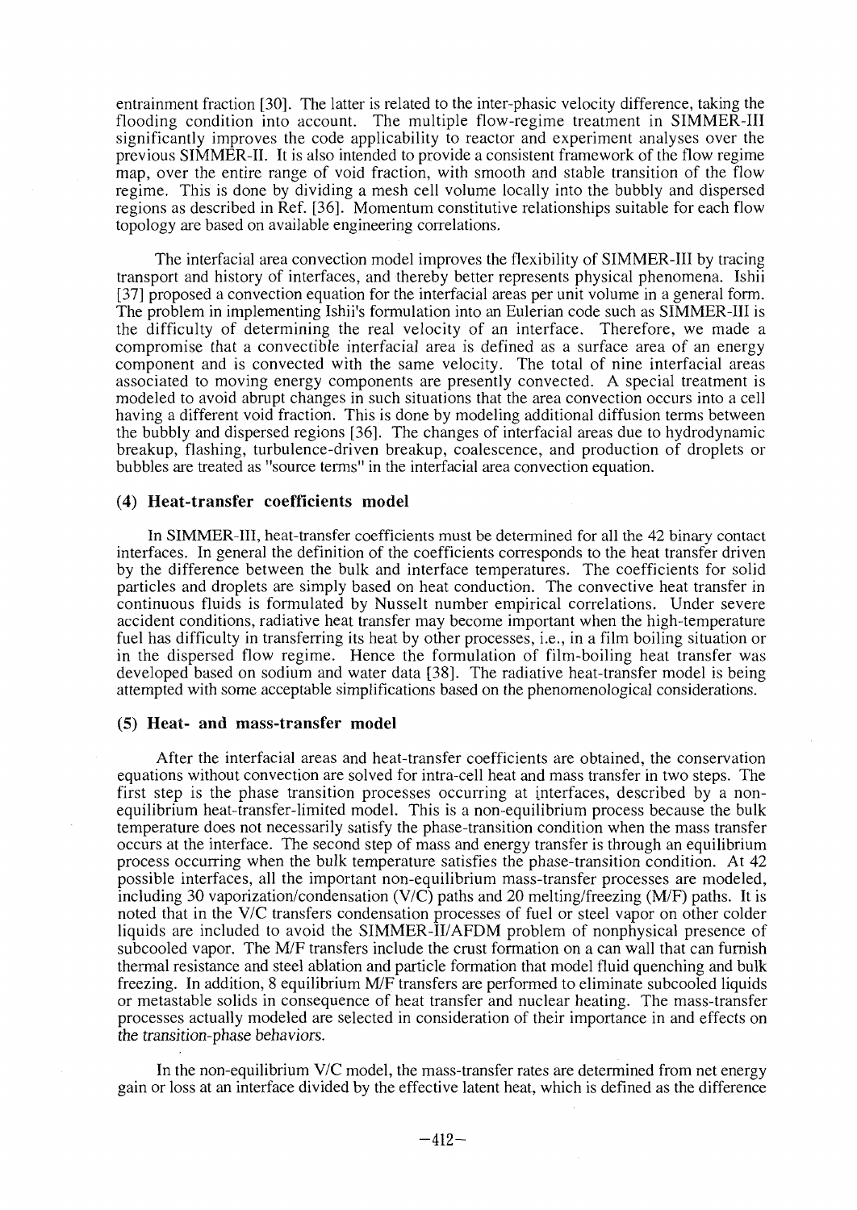entrainment fraction [30]. The latter is related to the inter-phasic velocity difference, taking the flooding condition into account. The multiple flow-regime treatment in SIMMER-III significantly improves the code applicability to reactor and experiment analyses over the previous SIMMER-II. It is also intended to provide a consistent framework of the flow regime map, over the entire range of void fraction, with smooth and stable transition of the flow regime. This is done by dividing a mesh cell volume locally into the bubbly and dispersed regions as described in Ref. [36]. Momentum constitutive relationships suitable for each flow topology are based on available engineering correlations.

The interfacial area convection model improves the flexibility of SIMMER-III by tracing transport and history of interfaces, and thereby better represents physical phenomena. Ishii [37] proposed a convection equation for the interfacial areas per unit volume in a general form. The problem in implementing Ishii's formulation into an Eulerian code such as SIMMER-III is the difficulty of determining the real velocity of an interface. Therefore, we made a compromise that a convectible interfacial area is defined as a surface area of an energy component and is convected with the same velocity. The total of nine interfacial areas associated to moving energy components are presently convected. A special treatment is modeled to avoid abrupt changes in such situations that the area convection occurs into a cell having a different void fraction. This is done by modeling additional diffusion terms between the bubbly and dispersed regions [36]. The changes of interfacial areas due to hydrodynamic breakup, flashing, turbulence-driven breakup, coalescence, and production of droplets or bubbles are treated as "source terms" in the interfacial area convection equation.

### (4) Heat-transfer coefficients model

In SIMMER-III, heat-transfer coefficients must be determined for all the 42 binary contact interfaces. In general the definition of the coefficients corresponds to the heat transfer driven by the difference between the bulk and interface temperatures. The coefficients for solid particles and droplets are simply based on heat conduction. The convective heat transfer in continuous fluids is formulated by Nusselt number empirical correlations. Under severe accident conditions, radiative heat transfer may become important when the high-temperature fuel has difficulty in transferring its heat by other processes, i.e., in a film boiling situation or in the dispersed flow regime. Hence the formulation of film-boiling heat transfer was developed based on sodium and water data [38]. The radiative heat-transfer model is being attempted with some acceptable simplifications based on the phenomenological considerations.

### (5) Heat- and mass-transfer model

After the interfacial areas and heat-transfer coefficients are obtained, the conservation equations without convection are solved for intra-cell heat and mass transfer in two steps. The first step is the phase transition processes occurring at interfaces, described by a non-equilibrium heat-transfer-limited model. This is a non-equilibrium process because the bulk temperature does not necessarily satisfy the phase-transition condition when the mass transfer occurs at the interface. The second step of mass and energy transfer is through an equilibrium process occurring when the bulk temperature satisfies the phase-transition condition. At 42 possible interfaces, all the important non-equilibrium mass-transfer processes are modeled, including 30 vaporization/condensation (V/C) paths and 20 melting/freezing (M/F) paths. It is noted that in the V/C transfers condensation processes of fuel or steel vapor on other colder liquids are included to avoid the SIMMER-II/AFDM problem of nonphysical presence of subcooled vapor. The M/F transfers include the crust formation on a can wall that can furnish thermal resistance and steel ablation and particle formation that model fluid quenching and bulk freezing. In addition, 8 equilibrium M/F transfers are performed to eliminate subcooled liquids or metastable solids in consequence of heat transfer and nuclear heating. The mass-transfer processes actually modeled are selected in consideration of their importance in and effects on the transition-phase behaviors.

In the non-equilibrium V/C model, the mass-transfer rates are determined from net energy gain or loss at an interface divided by the effective latent heat, which is defined as the difference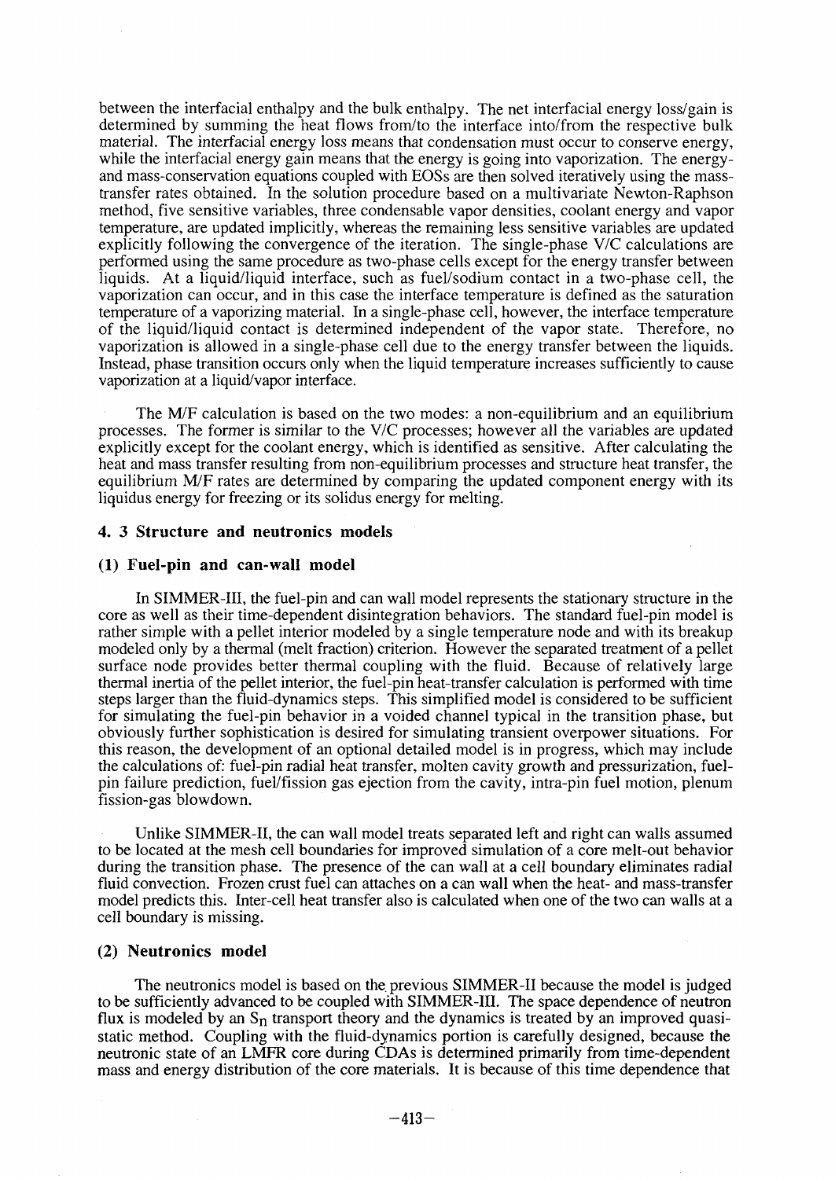between the interfacial enthalpy and the bulk enthalpy. The net interfacial energy loss/gain is determined by summing the heat flows from/to the interface into/from the respective bulk material. The interfacial energy loss means that condensation must occur to conserve energy, while the interfacial energy gain means that the energy is going into vaporization. The energy- and mass-conservation equations coupled with EOSs are then solved iteratively using the mass-transfer rates obtained. In the solution procedure based on a multivariate Newton-Raphson method, five sensitive variables, three condensable vapor densities, coolant energy and vapor temperature, are updated implicitly, whereas the remaining less sensitive variables are updated explicitly following the convergence of the iteration. The single-phase V/C calculations are performed using the same procedure as two-phase cells except for the energy transfer between liquids. At a liquid/liquid interface, such as fuel/sodium contact in a two-phase cell, the vaporization can occur, and in this case the interface temperature is defined as the saturation temperature of a vaporizing material. In a single-phase cell, however, the interface temperature of the liquid/liquid contact is determined independent of the vapor state. Therefore, no vaporization is allowed in a single-phase cell due to the energy transfer between the liquids. Instead, phase transition occurs only when the liquid temperature increases sufficiently to cause vaporization at a liquid/vapor interface.

The M/F calculation is based on the two modes: a non-equilibrium and an equilibrium processes. The former is similar to the V/C processes; however all the variables are updated explicitly except for the coolant energy, which is identified as sensitive. After calculating the heat and mass transfer resulting from non-equilibrium processes and structure heat transfer, the equilibrium M/F rates are determined by comparing the updated component energy with its liquidus energy for freezing or its solidus energy for melting.

### 4. 3 Structure and neutronics models

#### (1) Fuel-pin and can-wall model

In SIMMER-III, the fuel-pin and can wall model represents the stationary structure in the core as well as their time-dependent disintegration behaviors. The standard fuel-pin model is rather simple with a pellet interior modeled by a single temperature node and with its breakup modeled only by a thermal (melt fraction) criterion. However the separated treatment of a pellet surface node provides better thermal coupling with the fluid. Because of relatively large thermal inertia of the pellet interior, the fuel-pin heat-transfer calculation is performed with time steps larger than the fluid-dynamics steps. This simplified model is considered to be sufficient for simulating the fuel-pin behavior in a voided channel typical in the transition phase, but obviously further sophistication is desired for simulating transient overpower situations. For this reason, the development of an optional detailed model is in progress, which may include the calculations of: fuel-pin radial heat transfer, molten cavity growth and pressurization, fuel-pin failure prediction, fuel/fission gas ejection from the cavity, intra-pin fuel motion, plenum fission-gas blowdown.

Unlike SIMMER-II, the can wall model treats separated left and right can walls assumed to be located at the mesh cell boundaries for improved simulation of a core melt-out behavior during the transition phase. The presence of the can wall at a cell boundary eliminates radial fluid convection. Frozen crust fuel can attaches on a can wall when the heat- and mass-transfer model predicts this. Inter-cell heat transfer also is calculated when one of the two can walls at a cell boundary is missing.

#### (2) Neutronics model

The neutronics model is based on the previous SIMMER-II because the model is judged to be sufficiently advanced to be coupled with SIMMER-III. The space dependence of neutron flux is modeled by an $S_n$ transport theory and the dynamics is treated by an improved quasi-static method. Coupling with the fluid-dynamics portion is carefully designed, because the neutronic state of an LMFR core during CDAs is determined primarily from time-dependent mass and energy distribution of the core materials. It is because of this time dependence that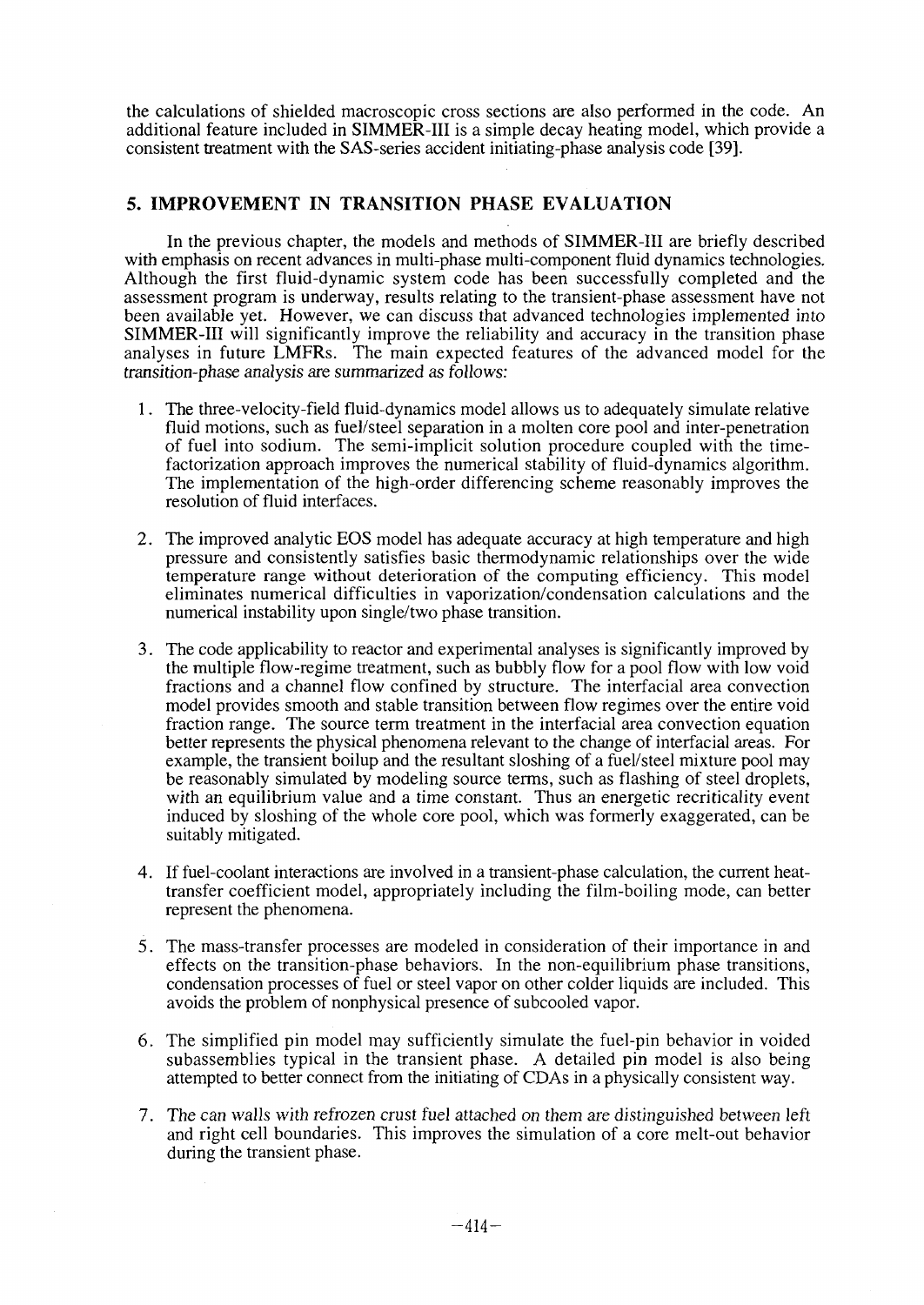the calculations of shielded macroscopic cross sections are also performed in the code. An additional feature included in SIMMER-III is a simple decay heating model, which provide a consistent treatment with the SAS-series accident initiating-phase analysis code [39].

## 5. IMPROVEMENT IN TRANSITION PHASE EVALUATION

In the previous chapter, the models and methods of SIMMER-III are briefly described with emphasis on recent advances in multi-phase multi-component fluid dynamics technologies. Although the first fluid-dynamic system code has been successfully completed and the assessment program is underway, results relating to the transient-phase assessment have not been available yet. However, we can discuss that advanced technologies implemented into SIMMER-III will significantly improve the reliability and accuracy in the transition phase analyses in future LMFRs. The main expected features of the advanced model for the transition-phase analysis are summarized as follows:

1. The three-velocity-field fluid-dynamics model allows us to adequately simulate relative fluid motions, such as fuel/steel separation in a molten core pool and inter-penetration of fuel into sodium. The semi-implicit solution procedure coupled with the time-factorization approach improves the numerical stability of fluid-dynamics algorithm. The implementation of the high-order differencing scheme reasonably improves the resolution of fluid interfaces.

2. The improved analytic EOS model has adequate accuracy at high temperature and high pressure and consistently satisfies basic thermodynamic relationships over the wide temperature range without deterioration of the computing efficiency. This model eliminates numerical difficulties in vaporization/condensation calculations and the numerical instability upon single/two phase transition.

3. The code applicability to reactor and experimental analyses is significantly improved by the multiple flow-regime treatment, such as bubbly flow for a pool flow with low void fractions and a channel flow confined by structure. The interfacial area convection model provides smooth and stable transition between flow regimes over the entire void fraction range. The source term treatment in the interfacial area convection equation better represents the physical phenomena relevant to the change of interfacial areas. For example, the transient boilup and the resultant sloshing of a fuel/steel mixture pool may be reasonably simulated by modeling source terms, such as flashing of steel droplets, with an equilibrium value and a time constant. Thus an energetic recriticality event induced by sloshing of the whole core pool, which was formerly exaggerated, can be suitably mitigated.

4. If fuel-coolant interactions are involved in a transient-phase calculation, the current heat-transfer coefficient model, appropriately including the film-boiling mode, can better represent the phenomena.

5. The mass-transfer processes are modeled in consideration of their importance in and effects on the transition-phase behaviors. In the non-equilibrium phase transitions, condensation processes of fuel or steel vapor on other colder liquids are included. This avoids the problem of nonphysical presence of subcooled vapor.

6. The simplified pin model may sufficiently simulate the fuel-pin behavior in voided subassemblies typical in the transient phase. A detailed pin model is also being attempted to better connect from the initiating of CDAs in a physically consistent way.

7. The can walls with refrozen crust fuel attached on them are distinguished between left and right cell boundaries. This improves the simulation of a core melt-out behavior during the transient phase.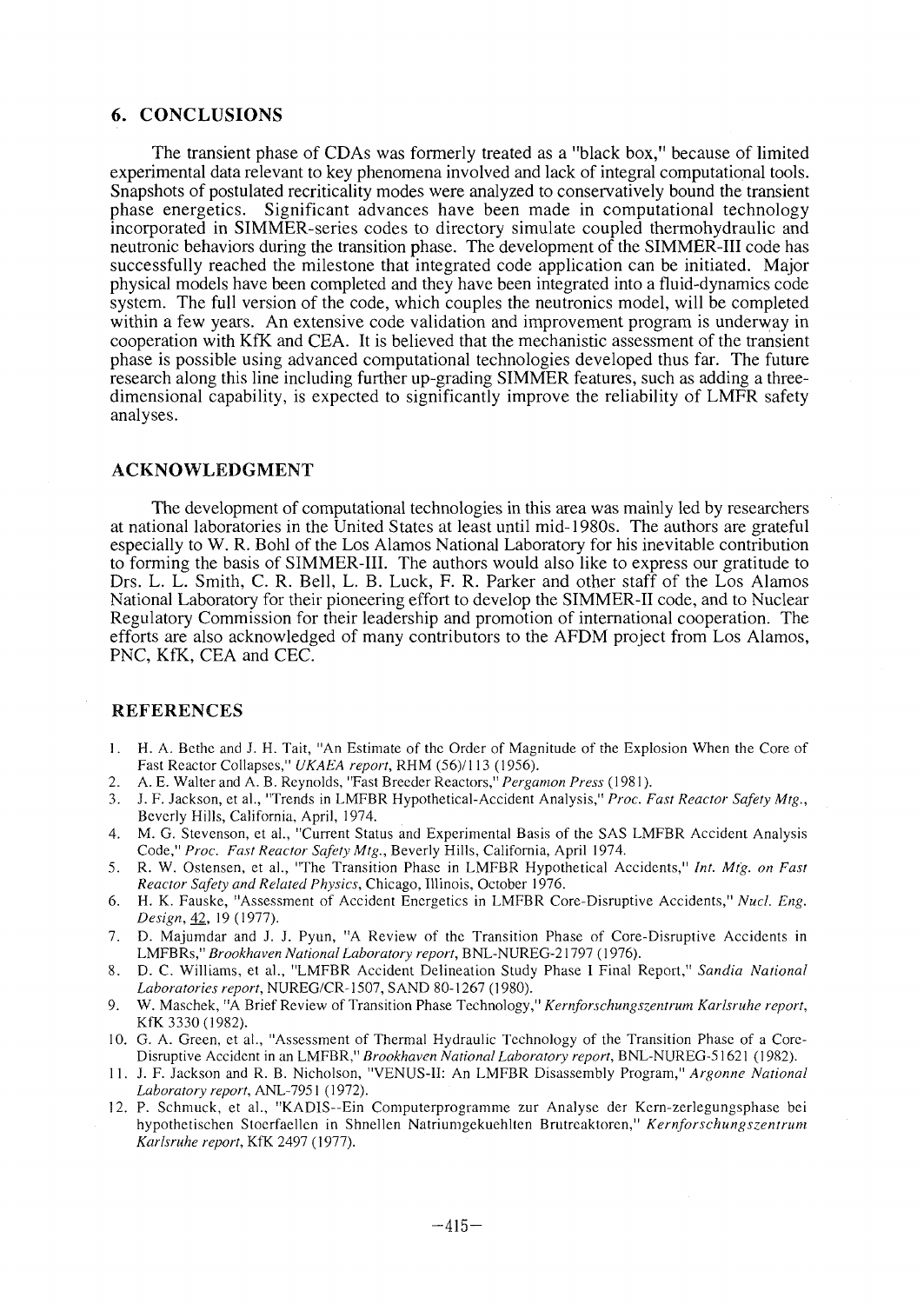## 6. CONCLUSIONS

The transient phase of CDAs was formerly treated as a "black box," because of limited experimental data relevant to key phenomena involved and lack of integral computational tools. Snapshots of postulated recriticality modes were analyzed to conservatively bound the transient phase energetics. Significant advances have been made in computational technology incorporated in SIMMER-series codes to directory simulate coupled thermohydraulic and neutronic behaviors during the transition phase. The development of the SIMMER-III code has successfully reached the milestone that integrated code application can be initiated. Major physical models have been completed and they have been integrated into a fluid-dynamics code system. The full version of the code, which couples the neutronics model, will be completed within a few years. An extensive code validation and improvement program is underway in cooperation with KfK and CEA. It is believed that the mechanistic assessment of the transient phase is possible using advanced computational technologies developed thus far. The future research along this line including further up-grading SIMMER features, such as adding a three-dimensional capability, is expected to significantly improve the reliability of LMFR safety analyses.

## ACKNOWLEDGMENT

The development of computational technologies in this area was mainly led by researchers at national laboratories in the United States at least until mid-1980s. The authors are grateful especially to W. R. Bohl of the Los Alamos National Laboratory for his inevitable contribution to forming the basis of SIMMER-III. The authors would also like to express our gratitude to Drs. L. L. Smith, C. R. Bell, L. B. Luck, F. R. Parker and other staff of the Los Alamos National Laboratory for their pioneering effort to develop the SIMMER-II code, and to Nuclear Regulatory Commission for their leadership and promotion of international cooperation. The efforts are also acknowledged of many contributors to the AFDM project from Los Alamos, PNC, KfK, CEA and CEC.

## REFERENCES

1. H. A. Bethe and J. H. Tait, "An Estimate of the Order of Magnitude of the Explosion When the Core of Fast Reactor Collapses," *UKAEA report*, RHM (56)/113 (1956).
2. A. E. Walter and A. B. Reynolds, "Fast Breeder Reactors," *Pergamon Press* (1981).
3. J. F. Jackson, et al., "Trends in LMFBR Hypothetical-Accident Analysis," *Proc. Fast Reactor Safety Mtg.*, Beverly Hills, California, April, 1974.
4. M. G. Stevenson, et al., "Current Status and Experimental Basis of the SAS LMFBR Accident Analysis Code," *Proc. Fast Reactor Safety Mtg.*, Beverly Hills, California, April 1974.
5. R. W. Ostensen, et al., "The Transition Phase in LMFBR Hypothetical Accidents," *Int. Mtg. on Fast Reactor Safety and Related Physics*, Chicago, Illinois, October 1976.
6. H. K. Fauske, "Assessment of Accident Energetics in LMFBR Core-Disruptive Accidents," *Nucl. Eng. Design*, 42, 19 (1977).
7. D. Majumdar and J. J. Pyun, "A Review of the Transition Phase of Core-Disruptive Accidents in LMFBRs," *Brookhaven National Laboratory report*, BNL-NUREG-21797 (1976).
8. D. C. Williams, et al., "LMFBR Accident Delineation Study Phase I Final Report," *Sandia National Laboratories report*, NUREG/CR-1507, SAND 80-1267 (1980).
9. W. Maschek, "A Brief Review of Transition Phase Technology," *Kernforschungszentrum Karlsruhe report*, KfK 3330 (1982).
10. G. A. Green, et al., "Assessment of Thermal Hydraulic Technology of the Transition Phase of a Core-Disruptive Accident in an LMFBR," *Brookhaven National Laboratory report*, BNL-NUREG-51621 (1982).
11. J. F. Jackson and R. B. Nicholson, "VENUS-II: An LMFBR Disassembly Program," *Argonne National Laboratory report*, ANL-7951 (1972).
12. P. Schmuck, et al., "KADIS--Ein Computerprogramme zur Analyse der Kern-zerlegungsphase bei hypothetischen Stoerfaellen in Shnellen Natriumgekuehlten Brutreaktoren," *Kernforschungszentrum Karlsruhe report*, KfK 2497 (1977).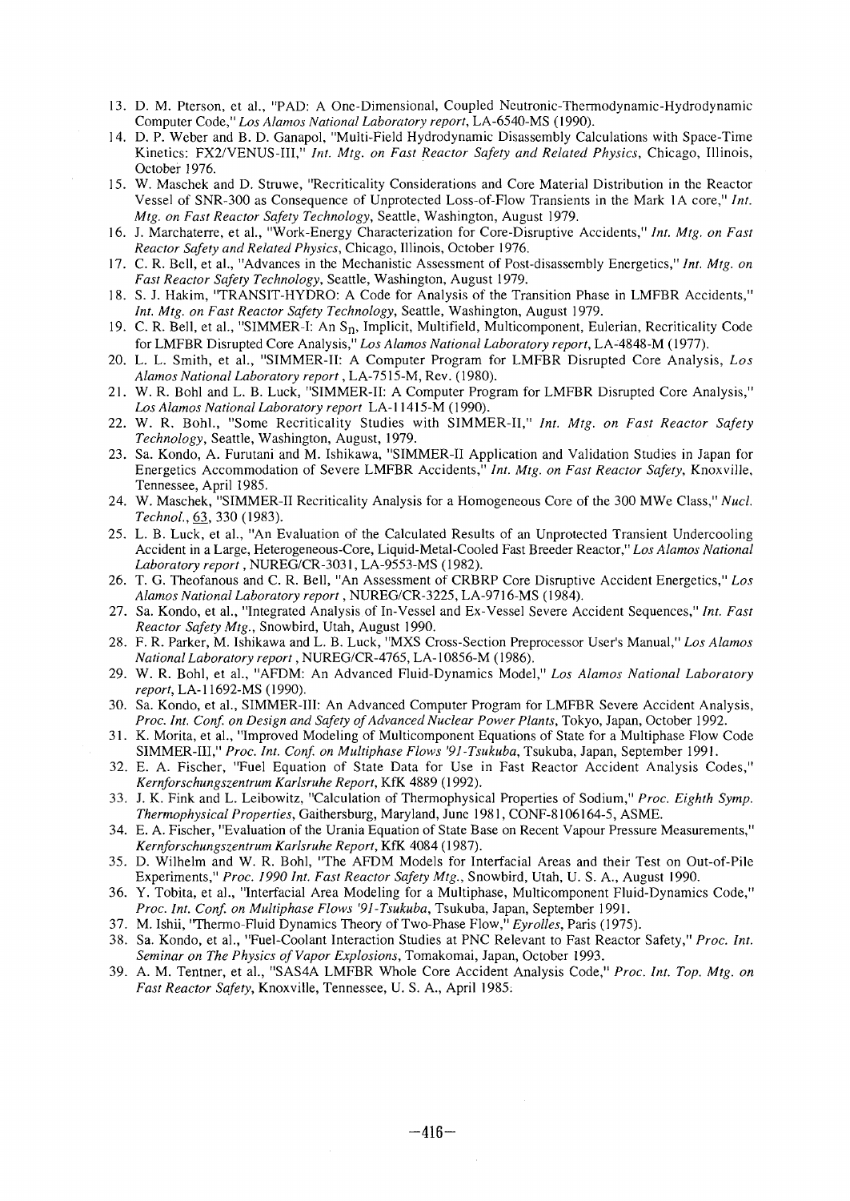13. D. M. Pterson, et al., "PAD: A One-Dimensional, Coupled Neutronic-Thermodynamic-Hydrodynamic Computer Code," *Los Alamos National Laboratory report*, LA-6540-MS (1990).
14. D. P. Weber and B. D. Ganapol, "Multi-Field Hydrodynamic Disassembly Calculations with Space-Time Kinetics: FX2/VENUS-III," *Int. Mtg. on Fast Reactor Safety and Related Physics*, Chicago, Illinois, October 1976.
15. W. Maschek and D. Struwe, "Recriticality Considerations and Core Material Distribution in the Reactor Vessel of SNR-300 as Consequence of Unprotected Loss-of-Flow Transients in the Mark 1A core," *Int. Mtg. on Fast Reactor Safety Technology*, Seattle, Washington, August 1979.
16. J. Marchaterre, et al., "Work-Energy Characterization for Core-Disruptive Accidents," *Int. Mtg. on Fast Reactor Safety and Related Physics*, Chicago, Illinois, October 1976.
17. C. R. Bell, et al., "Advances in the Mechanistic Assessment of Post-disassembly Energetics," *Int. Mtg. on Fast Reactor Safety Technology*, Seattle, Washington, August 1979.
18. S. J. Hakim, "TRANSIT-HYDRO: A Code for Analysis of the Transition Phase in LMFBR Accidents," *Int. Mtg. on Fast Reactor Safety Technology*, Seattle, Washington, August 1979.
19. C. R. Bell, et al., "SIMMER-I: An $S_n$, Implicit, Multifield, Multicomponent, Eulerian, Recriticality Code for LMFBR Disrupted Core Analysis," *Los Alamos National Laboratory report*, LA-4848-M (1977).
20. L. L. Smith, et al., "SIMMER-II: A Computer Program for LMFBR Disrupted Core Analysis, *Los Alamos National Laboratory report*, LA-7515-M, Rev. (1980).
21. W. R. Bohl and L. B. Luck, "SIMMER-II: A Computer Program for LMFBR Disrupted Core Analysis," *Los Alamos National Laboratory report* LA-11415-M (1990).
22. W. R. Bohl., "Some Recriticality Studies with SIMMER-II," *Int. Mtg. on Fast Reactor Safety Technology*, Seattle, Washington, August, 1979.
23. Sa. Kondo, A. Furutani and M. Ishikawa, "SIMMER-II Application and Validation Studies in Japan for Energetics Accommodation of Severe LMFBR Accidents," *Int. Mtg. on Fast Reactor Safety*, Knoxville, Tennessee, April 1985.
24. W. Maschek, "SIMMER-II Recriticality Analysis for a Homogeneous Core of the 300 MWe Class," *Nucl. Technol.*, 63, 330 (1983).
25. L. B. Luck, et al., "An Evaluation of the Calculated Results of an Unprotected Transient Undercooling Accident in a Large, Heterogeneous-Core, Liquid-Metal-Cooled Fast Breeder Reactor," *Los Alamos National Laboratory report*, NUREG/CR-3031, LA-9553-MS (1982).
26. T. G. Theofanous and C. R. Bell, "An Assessment of CRBRP Core Disruptive Accident Energetics," *Los Alamos National Laboratory report*, NUREG/CR-3225, LA-9716-MS (1984).
27. Sa. Kondo, et al., "Integrated Analysis of In-Vessel and Ex-Vessel Severe Accident Sequences," *Int. Fast Reactor Safety Mtg.*, Snowbird, Utah, August 1990.
28. F. R. Parker, M. Ishikawa and L. B. Luck, "MXS Cross-Section Preprocessor User's Manual," *Los Alamos National Laboratory report*, NUREG/CR-4765, LA-10856-M (1986).
29. W. R. Bohl, et al., "AFDM: An Advanced Fluid-Dynamics Model," *Los Alamos National Laboratory report*, LA-11692-MS (1990).
30. Sa. Kondo, et al., SIMMER-III: An Advanced Computer Program for LMFBR Severe Accident Analysis, *Proc. Int. Conf. on Design and Safety of Advanced Nuclear Power Plants*, Tokyo, Japan, October 1992.
31. K. Morita, et al., "Improved Modeling of Multicomponent Equations of State for a Multiphase Flow Code SIMMER-III," *Proc. Int. Conf. on Multiphase Flows '91-Tsukuba*, Tsukuba, Japan, September 1991.
32. E. A. Fischer, "Fuel Equation of State Data for Use in Fast Reactor Accident Analysis Codes," *Kernforschungszentrum Karlsruhe Report*, KfK 4889 (1992).
33. J. K. Fink and L. Leibowitz, "Calculation of Thermophysical Properties of Sodium," *Proc. Eighth Symp. Thermophysical Properties*, Gaithersburg, Maryland, June 1981, CONF-8106164-5, ASME.
34. E. A. Fischer, "Evaluation of the Urania Equation of State Base on Recent Vapour Pressure Measurements," *Kernforschungszentrum Karlsruhe Report*, KfK 4084 (1987).
35. D. Wilhelm and W. R. Bohl, "The AFDM Models for Interfacial Areas and their Test on Out-of-Pile Experiments," *Proc. 1990 Int. Fast Reactor Safety Mtg.*, Snowbird, Utah, U. S. A., August 1990.
36. Y. Tobita, et al., "Interfacial Area Modeling for a Multiphase, Multicomponent Fluid-Dynamics Code," *Proc. Int. Conf. on Multiphase Flows '91-Tsukuba*, Tsukuba, Japan, September 1991.
37. M. Ishii, "Thermo-Fluid Dynamics Theory of Two-Phase Flow," *Eyrolles*, Paris (1975).
38. Sa. Kondo, et al., "Fuel-Coolant Interaction Studies at PNC Relevant to Fast Reactor Safety," *Proc. Int. Seminar on The Physics of Vapor Explosions*, Tomakomai, Japan, October 1993.
39. A. M. Tentner, et al., "SAS4A LMFBR Whole Core Accident Analysis Code," *Proc. Int. Top. Mtg. on Fast Reactor Safety*, Knoxville, Tennessee, U. S. A., April 1985.